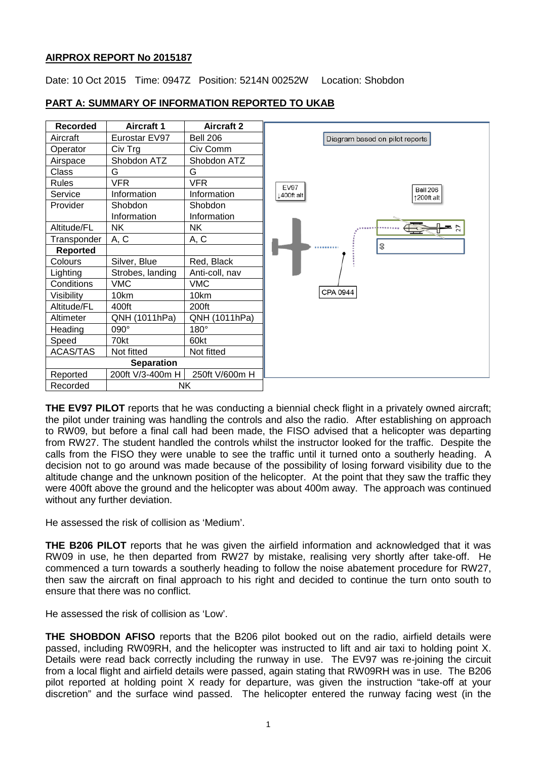**AIRPROX REPORT No 2015187**

Date: 10 Oct 2015 Time: 0947Z Position: 5214N 00252W Location: Shobdon

**PART A: SUMMARY OF INFORMATION REPORTED TO UKAB**

| Recorded | Aircraft 1 | Aircraft 2 |
|---|---|---|
| Aircraft | Eurostar EV97 | Bell 206 |
| Operator | Civ Trg | Civ Comm |
| Airspace | Shobdon ATZ | Shobdon ATZ |
| Class | G | G |
| Rules | VFR | VFR |
| Service | Information | Information |
| Provider | Shobdon Information | Shobdon Information |
| Altitude/FL | NK | NK |
| Transponder | A, C | A, C |
| **Reported** | | |
| Colours | Silver, Blue | Red, Black |
| Lighting | Strobes, landing | Anti-coll, nav |
| Conditions | VMC | VMC |
| Visibility | 10km | 10km |
| Altitude/FL | 400ft | 200ft |
| Altimeter | QNH (1011hPa) | QNH (1011hPa) |
| Heading | 090° | 180° |
| Speed | 70kt | 60kt |
| ACAS/TAS | Not fitted | Not fitted |
| **Separation** | | |
| Reported | 200ft V/3-400m H | 250ft V/600m H |
| Recorded | NK | |

Diagram based on pilot reports

EV97 ↓400ft alt

Bell 206 ↑200ft alt

CPA 0944

**THE EV97 PILOT** reports that he was conducting a biennial check flight in a privately owned aircraft; the pilot under training was handling the controls and also the radio. After establishing on approach to RW09, but before a final call had been made, the FISO advised that a helicopter was departing from RW27. The student handled the controls whilst the instructor looked for the traffic. Despite the calls from the FISO they were unable to see the traffic until it turned onto a southerly heading. A decision not to go around was made because of the possibility of losing forward visibility due to the altitude change and the unknown position of the helicopter. At the point that they saw the traffic they were 400ft above the ground and the helicopter was about 400m away. The approach was continued without any further deviation.

He assessed the risk of collision as 'Medium'.

**THE B206 PILOT** reports that he was given the airfield information and acknowledged that it was RW09 in use, he then departed from RW27 by mistake, realising very shortly after take-off. He commenced a turn towards a southerly heading to follow the noise abatement procedure for RW27, then saw the aircraft on final approach to his right and decided to continue the turn onto south to ensure that there was no conflict.

He assessed the risk of collision as 'Low'.

**THE SHOBDON AFISO** reports that the B206 pilot booked out on the radio, airfield details were passed, including RW09RH, and the helicopter was instructed to lift and air taxi to holding point X. Details were read back correctly including the runway in use. The EV97 was re-joining the circuit from a local flight and airfield details were passed, again stating that RW09RH was in use. The B206 pilot reported at holding point X ready for departure, was given the instruction "take-off at your discretion" and the surface wind passed. The helicopter entered the runway facing west (in the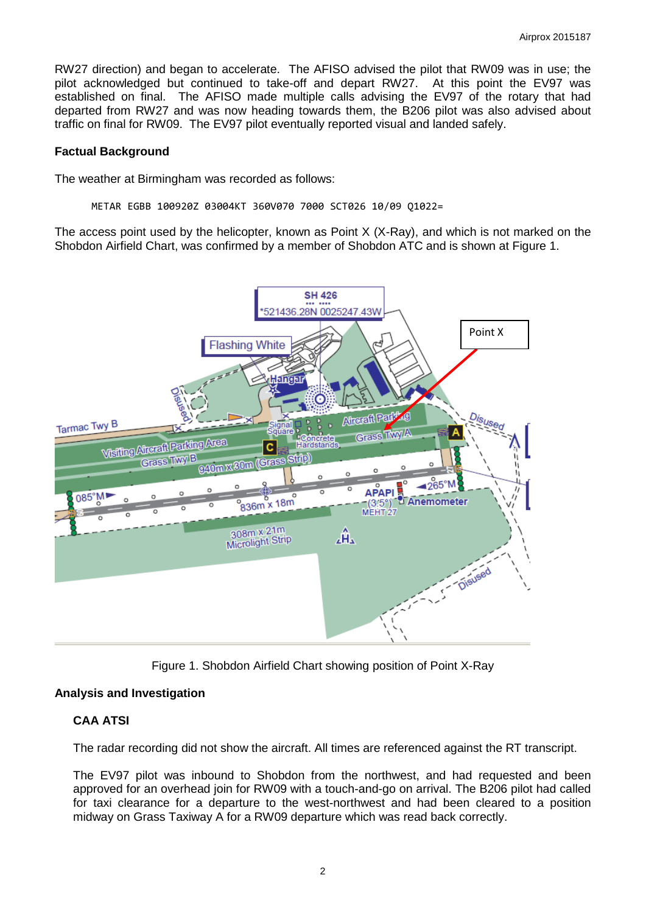RW27 direction) and began to accelerate. The AFISO advised the pilot that RW09 was in use; the pilot acknowledged but continued to take-off and depart RW27. At this point the EV97 was established on final. The AFISO made multiple calls advising the EV97 of the rotary that had departed from RW27 and was now heading towards them, the B206 pilot was also advised about traffic on final for RW09. The EV97 pilot eventually reported visual and landed safely.

**Factual Background**

The weather at Birmingham was recorded as follows:

```
METAR EGBB 100920Z 03004KT 360V070 7000 SCT026 10/09 Q1022=
```

The access point used by the helicopter, known as Point X (X-Ray), and which is not marked on the Shobdon Airfield Chart, was confirmed by a member of Shobdon ATC and is shown at Figure 1.

Figure 1. Shobdon Airfield Chart showing position of Point X-Ray

**Analysis and Investigation**

**CAA ATSI**

The radar recording did not show the aircraft. All times are referenced against the RT transcript.

The EV97 pilot was inbound to Shobdon from the northwest, and had requested and been approved for an overhead join for RW09 with a touch-and-go on arrival. The B206 pilot had called for taxi clearance for a departure to the west-northwest and had been cleared to a position midway on Grass Taxiway A for a RW09 departure which was read back correctly.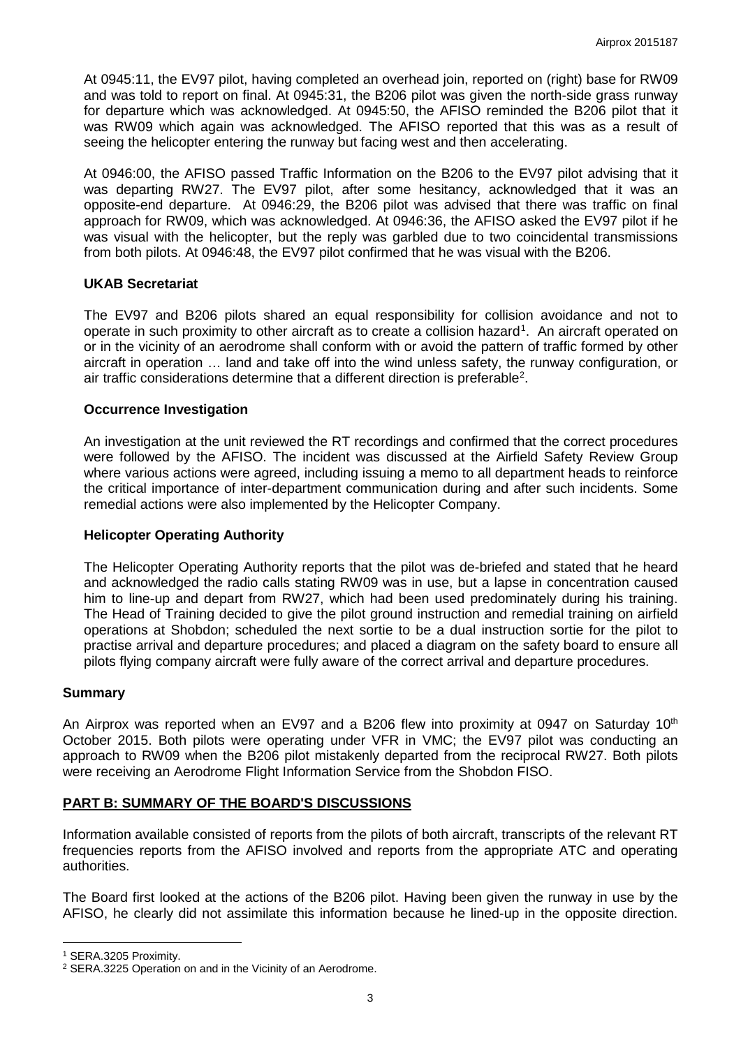At 0945:11, the EV97 pilot, having completed an overhead join, reported on (right) base for RW09 and was told to report on final. At 0945:31, the B206 pilot was given the north-side grass runway for departure which was acknowledged. At 0945:50, the AFISO reminded the B206 pilot that it was RW09 which again was acknowledged. The AFISO reported that this was as a result of seeing the helicopter entering the runway but facing west and then accelerating.

At 0946:00, the AFISO passed Traffic Information on the B206 to the EV97 pilot advising that it was departing RW27. The EV97 pilot, after some hesitancy, acknowledged that it was an opposite-end departure. At 0946:29, the B206 pilot was advised that there was traffic on final approach for RW09, which was acknowledged. At 0946:36, the AFISO asked the EV97 pilot if he was visual with the helicopter, but the reply was garbled due to two coincidental transmissions from both pilots. At 0946:48, the EV97 pilot confirmed that he was visual with the B206.

### UKAB Secretariat

The EV97 and B206 pilots shared an equal responsibility for collision avoidance and not to operate in such proximity to other aircraft as to create a collision hazard[1]. An aircraft operated on or in the vicinity of an aerodrome shall conform with or avoid the pattern of traffic formed by other aircraft in operation … land and take off into the wind unless safety, the runway configuration, or air traffic considerations determine that a different direction is preferable[2].

### Occurrence Investigation

An investigation at the unit reviewed the RT recordings and confirmed that the correct procedures were followed by the AFISO. The incident was discussed at the Airfield Safety Review Group where various actions were agreed, including issuing a memo to all department heads to reinforce the critical importance of inter-department communication during and after such incidents. Some remedial actions were also implemented by the Helicopter Company.

### Helicopter Operating Authority

The Helicopter Operating Authority reports that the pilot was de-briefed and stated that he heard and acknowledged the radio calls stating RW09 was in use, but a lapse in concentration caused him to line-up and depart from RW27, which had been used predominately during his training. The Head of Training decided to give the pilot ground instruction and remedial training on airfield operations at Shobdon; scheduled the next sortie to be a dual instruction sortie for the pilot to practise arrival and departure procedures; and placed a diagram on the safety board to ensure all pilots flying company aircraft were fully aware of the correct arrival and departure procedures.

## Summary

An Airprox was reported when an EV97 and a B206 flew into proximity at 0947 on Saturday 10th October 2015. Both pilots were operating under VFR in VMC; the EV97 pilot was conducting an approach to RW09 when the B206 pilot mistakenly departed from the reciprocal RW27. Both pilots were receiving an Aerodrome Flight Information Service from the Shobdon FISO.

## PART B: SUMMARY OF THE BOARD'S DISCUSSIONS

Information available consisted of reports from the pilots of both aircraft, transcripts of the relevant RT frequencies reports from the AFISO involved and reports from the appropriate ATC and operating authorities.

The Board first looked at the actions of the B206 pilot. Having been given the runway in use by the AFISO, he clearly did not assimilate this information because he lined-up in the opposite direction.

---

[1] SERA.3205 Proximity.

[2] SERA.3225 Operation on and in the Vicinity of an Aerodrome.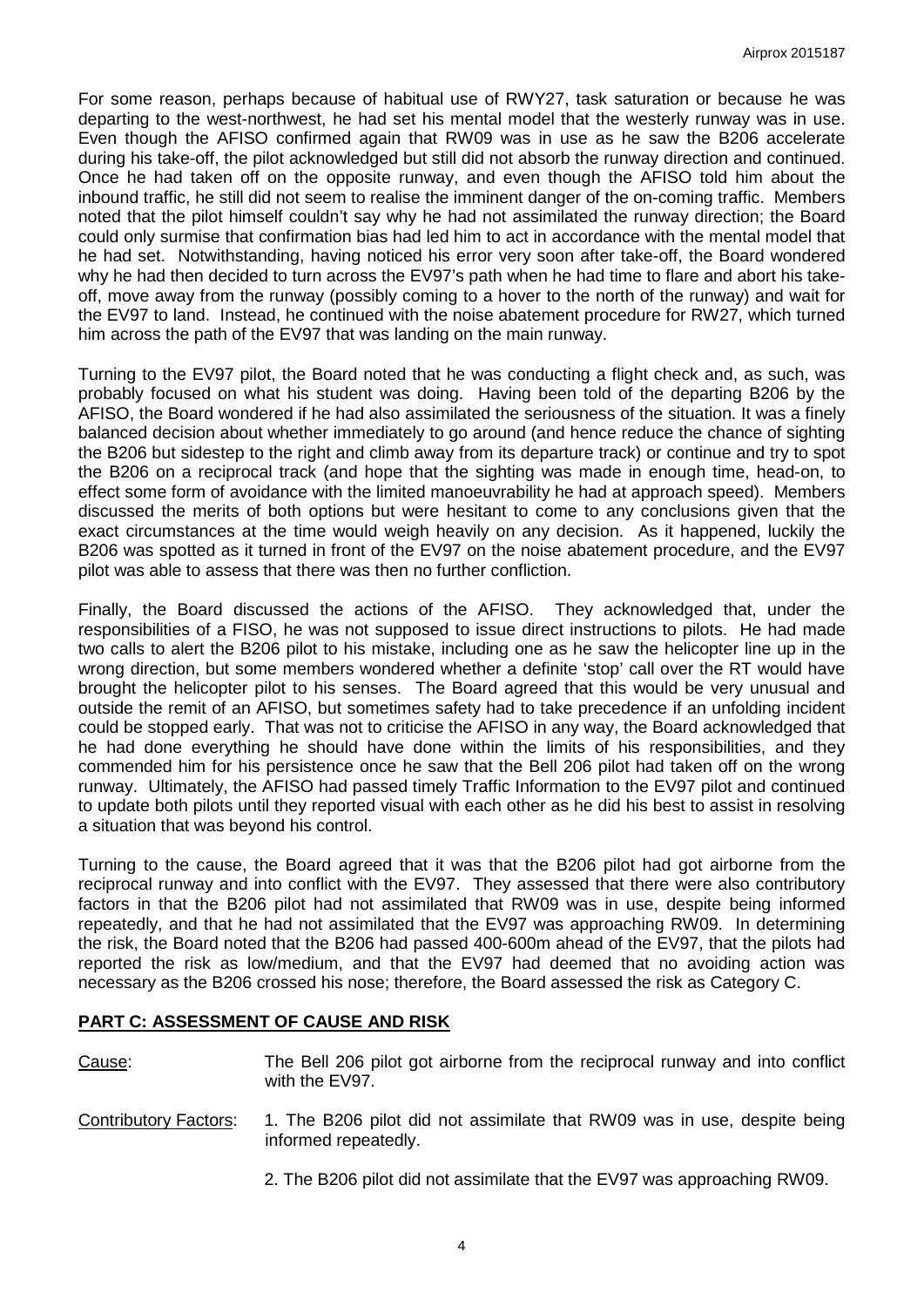For some reason, perhaps because of habitual use of RWY27, task saturation or because he was departing to the west-northwest, he had set his mental model that the westerly runway was in use. Even though the AFISO confirmed again that RW09 was in use as he saw the B206 accelerate during his take-off, the pilot acknowledged but still did not absorb the runway direction and continued. Once he had taken off on the opposite runway, and even though the AFISO told him about the inbound traffic, he still did not seem to realise the imminent danger of the on-coming traffic. Members noted that the pilot himself couldn't say why he had not assimilated the runway direction; the Board could only surmise that confirmation bias had led him to act in accordance with the mental model that he had set. Notwithstanding, having noticed his error very soon after take-off, the Board wondered why he had then decided to turn across the EV97's path when he had time to flare and abort his take-off, move away from the runway (possibly coming to a hover to the north of the runway) and wait for the EV97 to land. Instead, he continued with the noise abatement procedure for RW27, which turned him across the path of the EV97 that was landing on the main runway.

Turning to the EV97 pilot, the Board noted that he was conducting a flight check and, as such, was probably focused on what his student was doing. Having been told of the departing B206 by the AFISO, the Board wondered if he had also assimilated the seriousness of the situation. It was a finely balanced decision about whether immediately to go around (and hence reduce the chance of sighting the B206 but sidestep to the right and climb away from its departure track) or continue and try to spot the B206 on a reciprocal track (and hope that the sighting was made in enough time, head-on, to effect some form of avoidance with the limited manoeuvrability he had at approach speed). Members discussed the merits of both options but were hesitant to come to any conclusions given that the exact circumstances at the time would weigh heavily on any decision. As it happened, luckily the B206 was spotted as it turned in front of the EV97 on the noise abatement procedure, and the EV97 pilot was able to assess that there was then no further confliction.

Finally, the Board discussed the actions of the AFISO. They acknowledged that, under the responsibilities of a FISO, he was not supposed to issue direct instructions to pilots. He had made two calls to alert the B206 pilot to his mistake, including one as he saw the helicopter line up in the wrong direction, but some members wondered whether a definite 'stop' call over the RT would have brought the helicopter pilot to his senses. The Board agreed that this would be very unusual and outside the remit of an AFISO, but sometimes safety had to take precedence if an unfolding incident could be stopped early. That was not to criticise the AFISO in any way, the Board acknowledged that he had done everything he should have done within the limits of his responsibilities, and they commended him for his persistence once he saw that the Bell 206 pilot had taken off on the wrong runway. Ultimately, the AFISO had passed timely Traffic Information to the EV97 pilot and continued to update both pilots until they reported visual with each other as he did his best to assist in resolving a situation that was beyond his control.

Turning to the cause, the Board agreed that it was that the B206 pilot had got airborne from the reciprocal runway and into conflict with the EV97. They assessed that there were also contributory factors in that the B206 pilot had not assimilated that RW09 was in use, despite being informed repeatedly, and that he had not assimilated that the EV97 was approaching RW09. In determining the risk, the Board noted that the B206 had passed 400-600m ahead of the EV97, that the pilots had reported the risk as low/medium, and that the EV97 had deemed that no avoiding action was necessary as the B206 crossed his nose; therefore, the Board assessed the risk as Category C.

## PART C: ASSESSMENT OF CAUSE AND RISK

Cause: The Bell 206 pilot got airborne from the reciprocal runway and into conflict with the EV97.

Contributory Factors:

1. The B206 pilot did not assimilate that RW09 was in use, despite being informed repeatedly.
2. The B206 pilot did not assimilate that the EV97 was approaching RW09.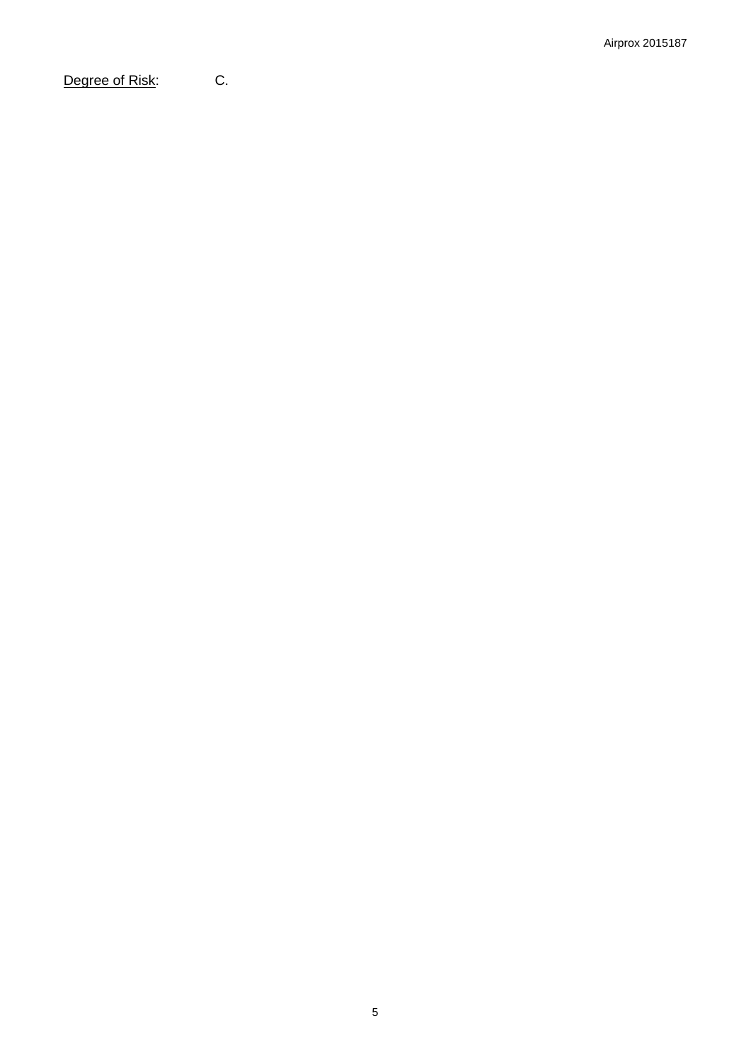Degree of Risk: C.